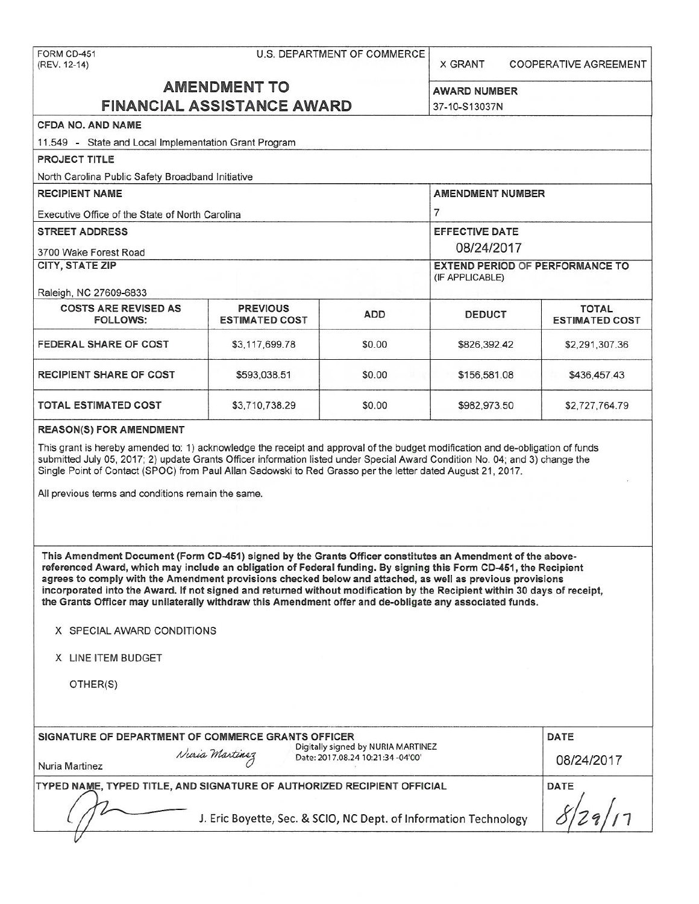FORM CD-451
(REV. 12-14)

U.S. DEPARTMENT OF COMMERCE

X GRANT    COOPERATIVE AGREEMENT

# AMENDMENT TO FINANCIAL ASSISTANCE AWARD

**AWARD NUMBER**
37-10-S13037N

**CFDA NO. AND NAME**
11.549 - State and Local Implementation Grant Program

**PROJECT TITLE**
North Carolina Public Safety Broadband Initiative

**RECIPIENT NAME**
Executive Office of the State of North Carolina

**AMENDMENT NUMBER**
7

**STREET ADDRESS**
3700 Wake Forest Road

**EFFECTIVE DATE**
08/24/2017

**CITY, STATE ZIP**
Raleigh, NC 27609-6833

**EXTEND PERIOD OF PERFORMANCE TO (IF APPLICABLE)**

| COSTS ARE REVISED AS FOLLOWS: | PREVIOUS ESTIMATED COST | ADD | DEDUCT | TOTAL ESTIMATED COST |
|---|---|---|---|---|
| FEDERAL SHARE OF COST | $3,117,699.78 | $0.00 | $826,392.42 | $2,291,307.36 |
| RECIPIENT SHARE OF COST | $593,038.51 | $0.00 | $156,581.08 | $436,457.43 |
| TOTAL ESTIMATED COST | $3,710,738.29 | $0.00 | $982,973.50 | $2,727,764.79 |

**REASON(S) FOR AMENDMENT**

This grant is hereby amended to: 1) acknowledge the receipt and approval of the budget modification and de-obligation of funds submitted July 05, 2017; 2) update Grants Officer information listed under Special Award Condition No. 04; and 3) change the Single Point of Contact (SPOC) from Paul Allan Sadowski to Red Grasso per the letter dated August 21, 2017.

All previous terms and conditions remain the same.

**This Amendment Document (Form CD-451) signed by the Grants Officer constitutes an Amendment of the above-referenced Award, which may include an obligation of Federal funding. By signing this Form CD-451, the Recipient agrees to comply with the Amendment provisions checked below and attached, as well as previous provisions incorporated into the Award. If not signed and returned without modification by the Recipient within 30 days of receipt, the Grants Officer may unilaterally withdraw this Amendment offer and de-obligate any associated funds.**

X SPECIAL AWARD CONDITIONS

X LINE ITEM BUDGET

OTHER(S)

**SIGNATURE OF DEPARTMENT OF COMMERCE GRANTS OFFICER**

Nuria Martinez

Digitally signed by NURIA MARTINEZ
Date: 2017.08.24 10:21:34 -04'00'

**DATE**
08/24/2017

**TYPED NAME, TYPED TITLE, AND SIGNATURE OF AUTHORIZED RECIPIENT OFFICIAL**

J. Eric Boyette, Sec. & SCIO, NC Dept. of Information Technology

**DATE**
8/29/17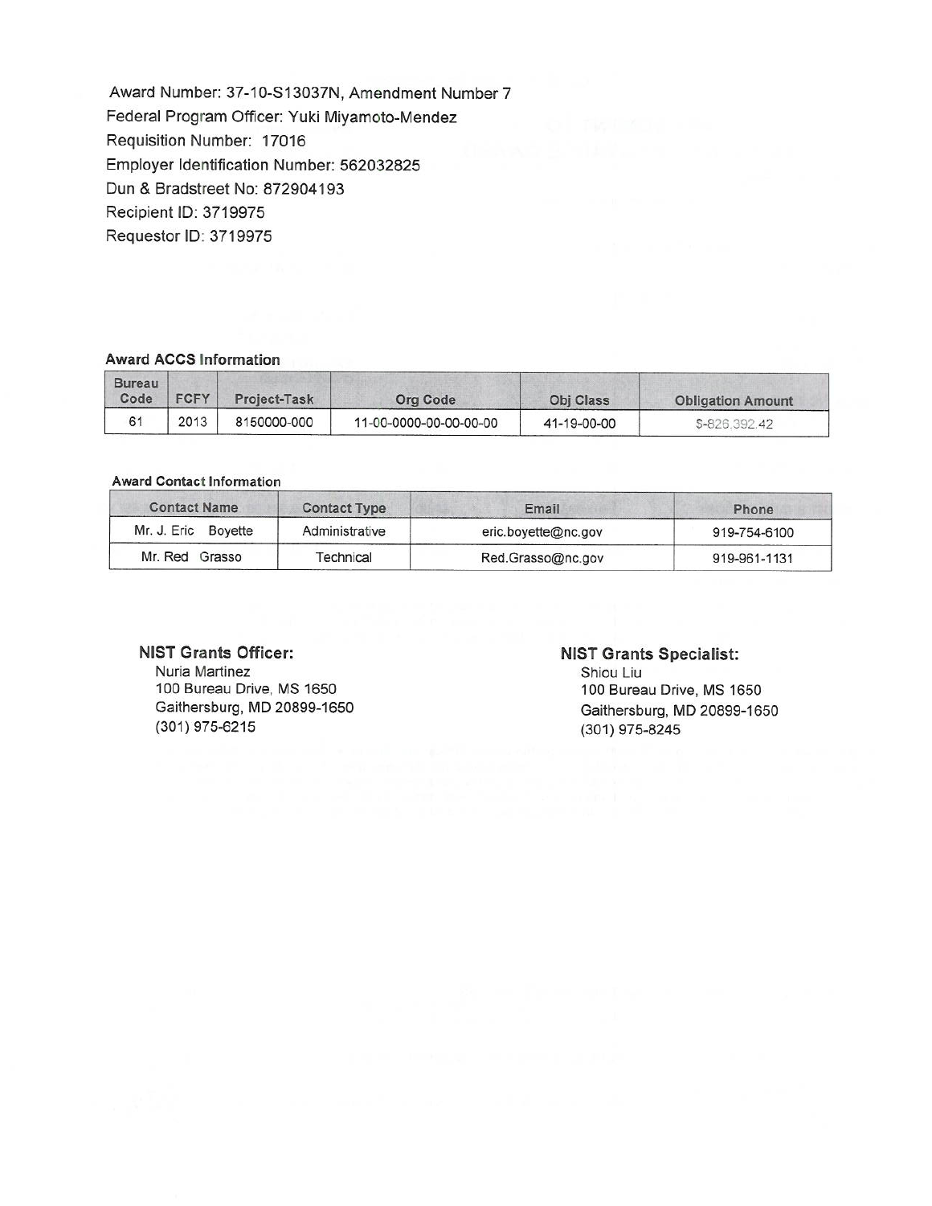Award Number: 37-10-S13037N, Amendment Number 7
Federal Program Officer: Yuki Miyamoto-Mendez
Requisition Number: 17016
Employer Identification Number: 562032825
Dun & Bradstreet No: 872904193
Recipient ID: 3719975
Requestor ID: 3719975

**Award ACCS Information**

| Bureau Code | FCFY | Project-Task | Org Code | Obj Class | Obligation Amount |
|---|---|---|---|---|---|
| 61 | 2013 | 8150000-000 | 11-00-0000-00-00-00-00 | 41-19-00-00 | $-826,392.42 |

**Award Contact Information**

| Contact Name | Contact Type | Email | Phone |
|---|---|---|---|
| Mr. J. Eric Boyette | Administrative | eric.boyette@nc.gov | 919-754-6100 |
| Mr. Red Grasso | Technical | Red.Grasso@nc.gov | 919-961-1131 |

**NIST Grants Officer:**
Nuria Martinez
100 Bureau Drive, MS 1650
Gaithersburg, MD 20899-1650
(301) 975-6215

**NIST Grants Specialist:**
Shiou Liu
100 Bureau Drive, MS 1650
Gaithersburg, MD 20899-1650
(301) 975-8245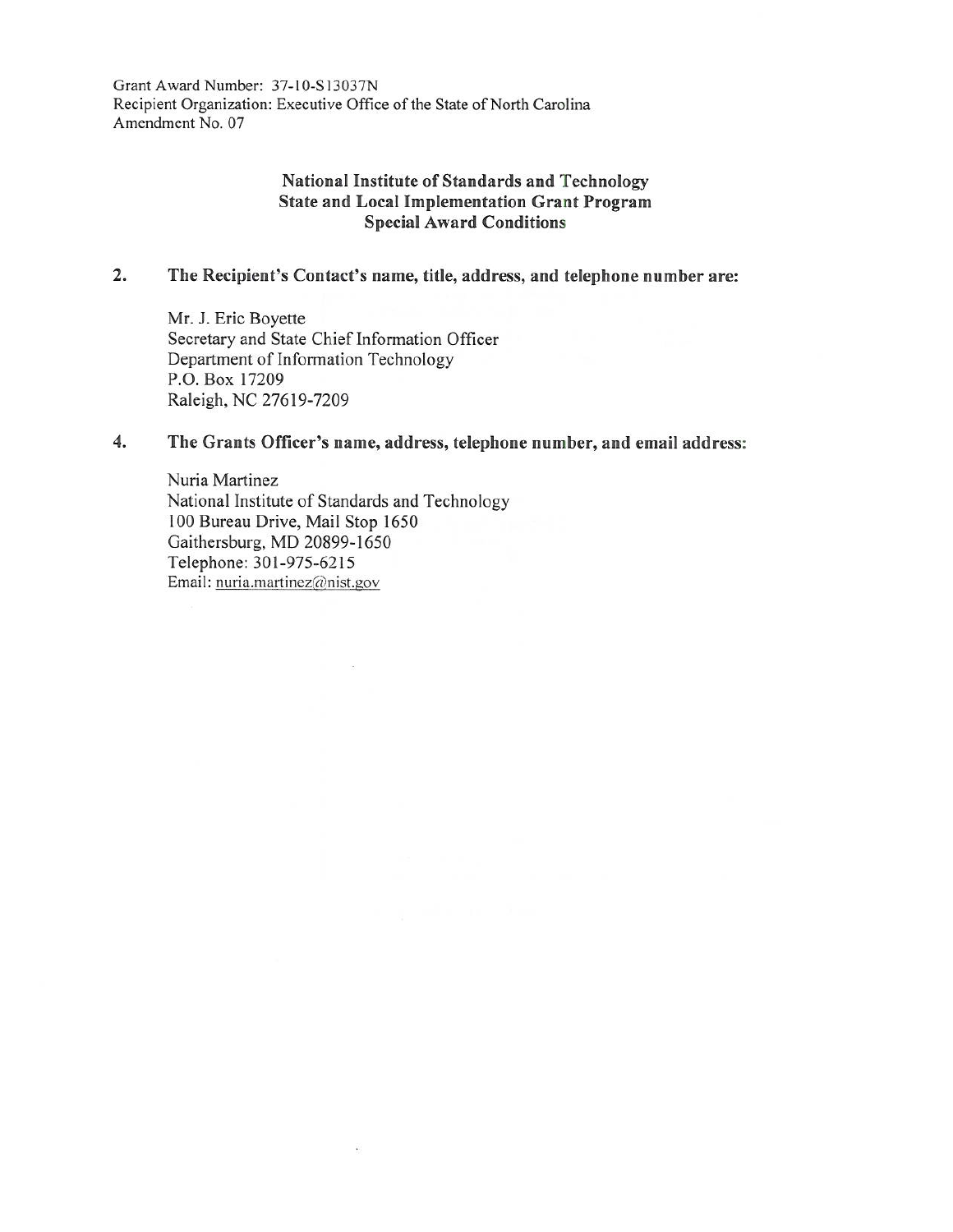Grant Award Number: 37-10-S13037N
Recipient Organization: Executive Office of the State of North Carolina
Amendment No. 07

## National Institute of Standards and Technology
## State and Local Implementation Grant Program
## Special Award Conditions

**2. The Recipient's Contact's name, title, address, and telephone number are:**

Mr. J. Eric Boyette
Secretary and State Chief Information Officer
Department of Information Technology
P.O. Box 17209
Raleigh, NC 27619-7209

**4. The Grants Officer's name, address, telephone number, and email address:**

Nuria Martinez
National Institute of Standards and Technology
100 Bureau Drive, Mail Stop 1650
Gaithersburg, MD 20899-1650
Telephone: 301-975-6215
Email: nuria.martinez@nist.gov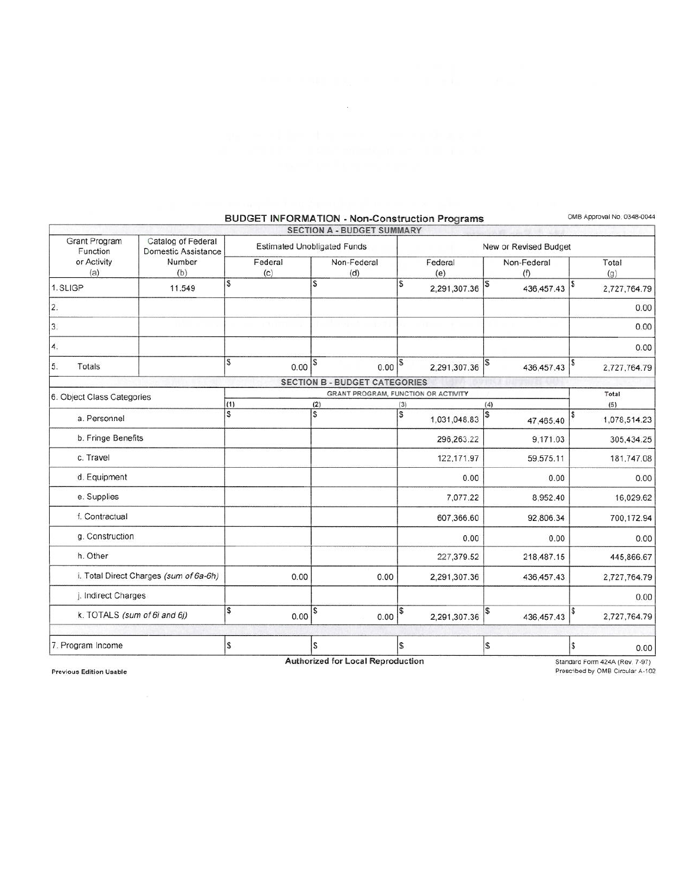## BUDGET INFORMATION - Non-Construction Programs

OMB Approval No. 0348-0044

### SECTION A - BUDGET SUMMARY

| Grant Program Function or Activity (a) | Catalog of Federal Domestic Assistance Number (b) | Estimated Unobligated Funds | | New or Revised Budget | | |
|---|---|---|---|---|---|---|
| | | Federal (c) | Non-Federal (d) | Federal (e) | Non-Federal (f) | Total (g) |
| 1. SLIGP | 11.549 | $ | $ | $ 2,291,307.36 | $ 436,457.43 | $ 2,727,764.79 |
| 2. | | | | | | 0.00 |
| 3. | | | | | | 0.00 |
| 4. | | | | | | 0.00 |
| 5. Totals | | $ 0.00 | $ 0.00 | $ 2,291,307.36 | $ 436,457.43 | $ 2,727,764.79 |

### SECTION B - BUDGET CATEGORIES

| 6. Object Class Categories | GRANT PROGRAM, FUNCTION OR ACTIVITY | | | | Total |
|---|---|---|---|---|---|
| | (1) | (2) | (3) | (4) | (5) |
| a. Personnel | $ | $ | $ 1,031,048.83 | $ 47,465.40 | $ 1,078,514.23 |
| b. Fringe Benefits | | | 296,263.22 | 9,171.03 | 305,434.25 |
| c. Travel | | | 122,171.97 | 59,575.11 | 181,747.08 |
| d. Equipment | | | 0.00 | 0.00 | 0.00 |
| e. Supplies | | | 7,077.22 | 8,952.40 | 16,029.62 |
| f. Contractual | | | 607,366.60 | 92,806.34 | 700,172.94 |
| g. Construction | | | 0.00 | 0.00 | 0.00 |
| h. Other | | | 227,379.52 | 218,487.15 | 445,866.67 |
| i. Total Direct Charges *(sum of 6a-6h)* | 0.00 | 0.00 | 2,291,307.36 | 436,457.43 | 2,727,764.79 |
| j. Indirect Charges | | | | | 0.00 |
| k. TOTALS *(sum of 6i and 6j)* | $ 0.00 | $ 0.00 | $ 2,291,307.36 | $ 436,457.43 | $ 2,727,764.79 |
| | | | | | |
| 7. Program Income | $ | $ | $ | $ | $ 0.00 |

**Authorized for Local Reproduction**

**Previous Edition Usable**

Standard Form 424A (Rev. 7-97)
Prescribed by OMB Circular A-102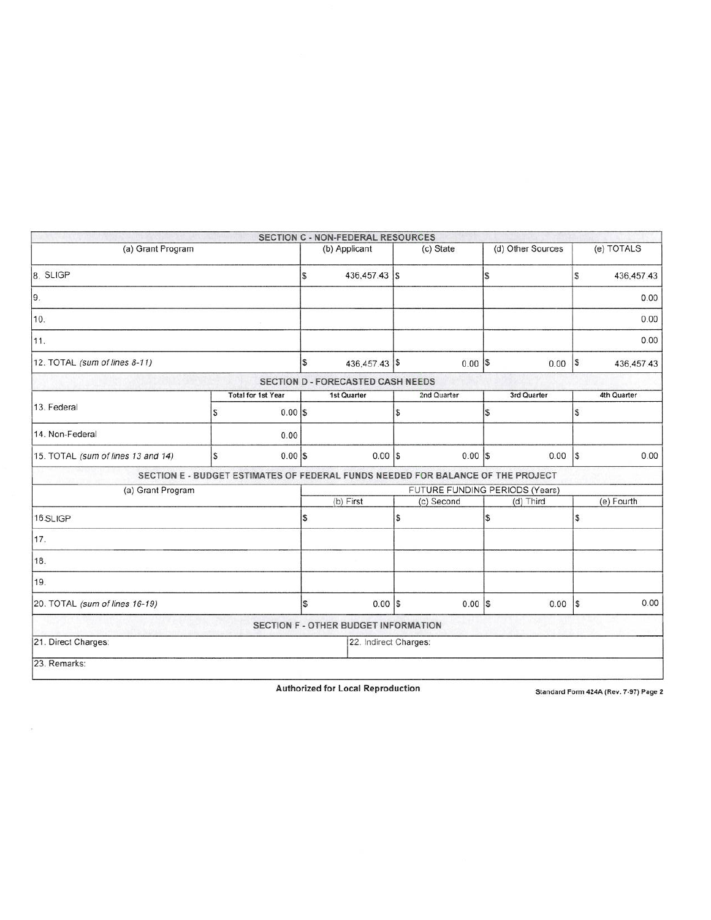| SECTION C - NON-FEDERAL RESOURCES | | | | | |
|---|---|---|---|---|---|
| (a) Grant Program | | (b) Applicant | (c) State | (d) Other Sources | (e) TOTALS |
| 8. SLIGP | | $ 436,457.43 | $ | $ | $ 436,457.43 |
| 9. | | | | | 0.00 |
| 10. | | | | | 0.00 |
| 11. | | | | | 0.00 |
| 12. TOTAL *(sum of lines 8-11)* | | $ 436,457.43 | $ 0.00 | $ 0.00 | $ 436,457.43 |
| **SECTION D - FORECASTED CASH NEEDS** | | | | | |
| | **Total for 1st Year** | **1st Quarter** | **2nd Quarter** | **3rd Quarter** | **4th Quarter** |
| 13. Federal | $ 0.00 | $ | $ | $ | $ |
| 14. Non-Federal | 0.00 | | | | |
| 15. TOTAL *(sum of lines 13 and 14)* | $ 0.00 | $ 0.00 | $ 0.00 | $ 0.00 | $ 0.00 |
| **SECTION E - BUDGET ESTIMATES OF FEDERAL FUNDS NEEDED FOR BALANCE OF THE PROJECT** | | | | | |
| (a) Grant Program | | FUTURE FUNDING PERIODS (Years) | | | |
| | | (b) First | (c) Second | (d) Third | (e) Fourth |
| 16.SLIGP | | $ | $ | $ | $ |
| 17. | | | | | |
| 18. | | | | | |
| 19. | | | | | |
| 20. TOTAL *(sum of lines 16-19)* | | $ 0.00 | $ 0.00 | $ 0.00 | $ 0.00 |
| **SECTION F - OTHER BUDGET INFORMATION** | | | | | |
| 21. Direct Charges: | | 22. Indirect Charges: | | | |
| 23. Remarks: | | | | | |

**Authorized for Local Reproduction**

Standard Form 424A (Rev. 7-97) Page 2